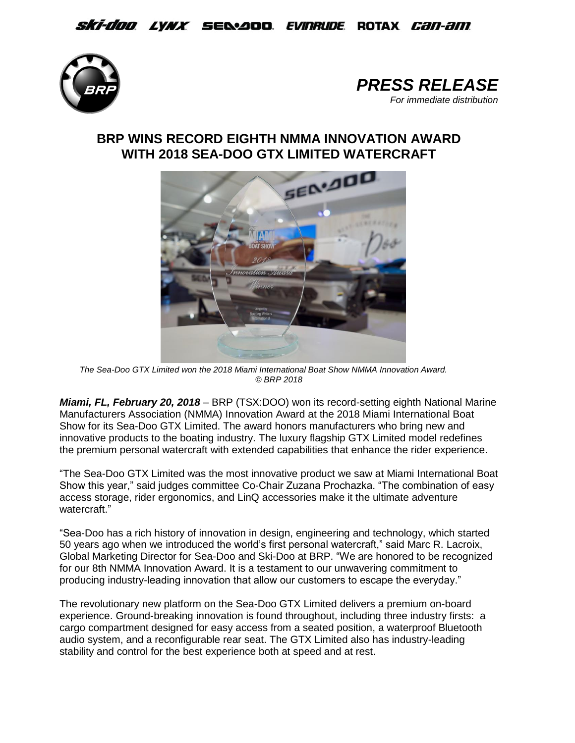ski-doo LYNX SEA-DOO EVINRUDE ROTAX can-am

***PRESS RELEASE***
*For immediate distribution*

# BRP WINS RECORD EIGHTH NMMA INNOVATION AWARD WITH 2018 SEA-DOO GTX LIMITED WATERCRAFT

*The Sea-Doo GTX Limited won the 2018 Miami International Boat Show NMMA Innovation Award. © BRP 2018*

***Miami, FL, February 20, 2018*** – BRP (TSX:DOO) won its record-setting eighth National Marine Manufacturers Association (NMMA) Innovation Award at the 2018 Miami International Boat Show for its Sea-Doo GTX Limited. The award honors manufacturers who bring new and innovative products to the boating industry. The luxury flagship GTX Limited model redefines the premium personal watercraft with extended capabilities that enhance the rider experience.

"The Sea-Doo GTX Limited was the most innovative product we saw at Miami International Boat Show this year," said judges committee Co-Chair Zuzana Prochazka. "The combination of easy access storage, rider ergonomics, and LinQ accessories make it the ultimate adventure watercraft."

"Sea-Doo has a rich history of innovation in design, engineering and technology, which started 50 years ago when we introduced the world's first personal watercraft," said Marc R. Lacroix, Global Marketing Director for Sea-Doo and Ski-Doo at BRP. "We are honored to be recognized for our 8th NMMA Innovation Award. It is a testament to our unwavering commitment to producing industry-leading innovation that allow our customers to escape the everyday."

The revolutionary new platform on the Sea-Doo GTX Limited delivers a premium on-board experience. Ground-breaking innovation is found throughout, including three industry firsts: a cargo compartment designed for easy access from a seated position, a waterproof Bluetooth audio system, and a reconfigurable rear seat. The GTX Limited also has industry-leading stability and control for the best experience both at speed and at rest.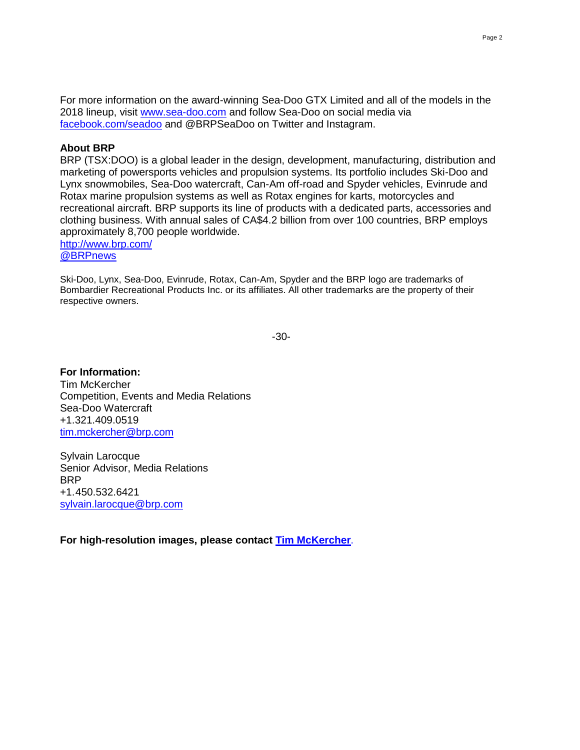For more information on the award-winning Sea-Doo GTX Limited and all of the models in the 2018 lineup, visit www.sea-doo.com and follow Sea-Doo on social media via facebook.com/seadoo and @BRPSeaDoo on Twitter and Instagram.

**About BRP**

BRP (TSX:DOO) is a global leader in the design, development, manufacturing, distribution and marketing of powersports vehicles and propulsion systems. Its portfolio includes Ski-Doo and Lynx snowmobiles, Sea-Doo watercraft, Can-Am off-road and Spyder vehicles, Evinrude and Rotax marine propulsion systems as well as Rotax engines for karts, motorcycles and recreational aircraft. BRP supports its line of products with a dedicated parts, accessories and clothing business. With annual sales of CA$4.2 billion from over 100 countries, BRP employs approximately 8,700 people worldwide.
http://www.brp.com/
@BRPnews

Ski-Doo, Lynx, Sea-Doo, Evinrude, Rotax, Can-Am, Spyder and the BRP logo are trademarks of Bombardier Recreational Products Inc. or its affiliates. All other trademarks are the property of their respective owners.

-30-

**For Information:**
Tim McKercher
Competition, Events and Media Relations
Sea-Doo Watercraft
+1.321.409.0519
tim.mckercher@brp.com

Sylvain Larocque
Senior Advisor, Media Relations
BRP
+1.450.532.6421
sylvain.larocque@brp.com

**For high-resolution images, please contact Tim McKercher.**